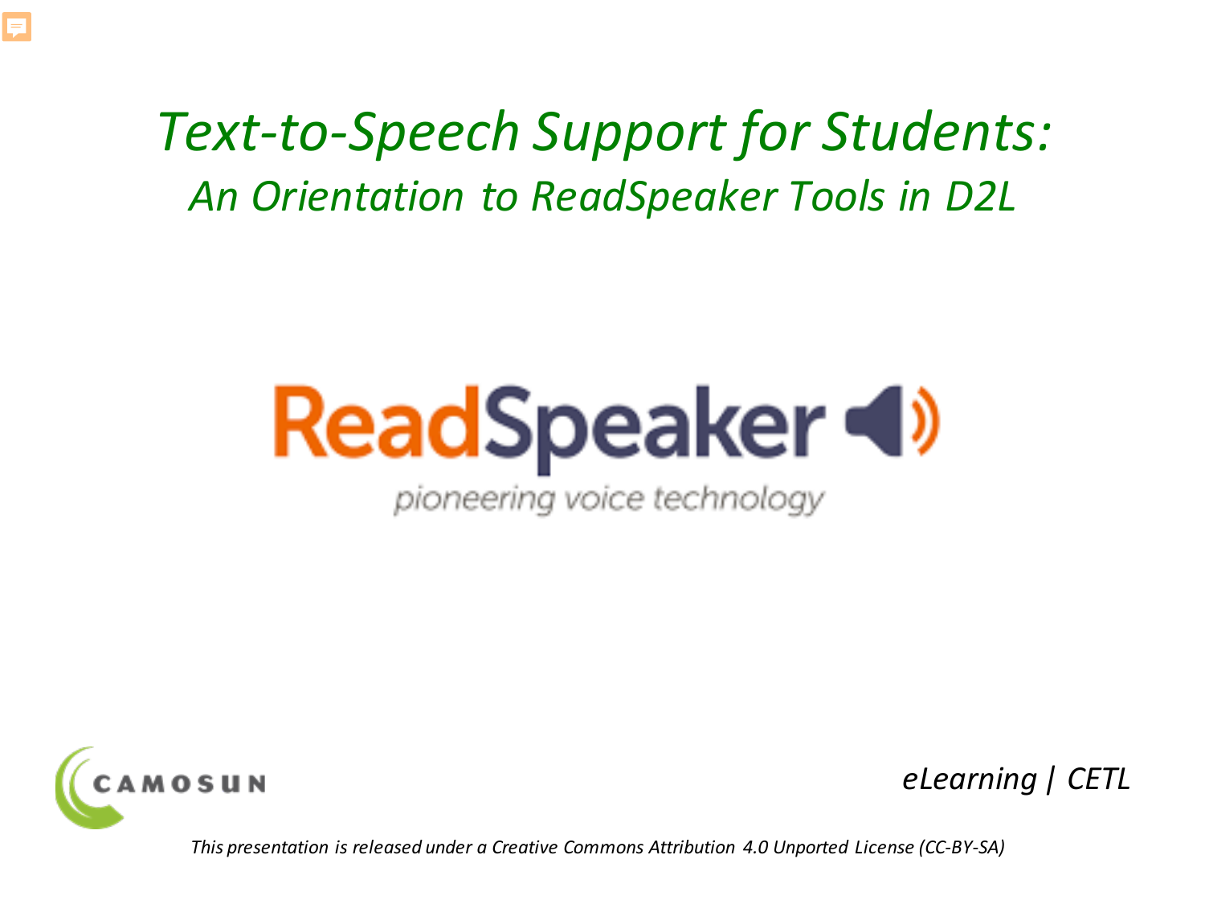# *Text-to-Speech Support for Students:*

## *An Orientation to ReadSpeaker Tools in D2L*

ReadSpeaker

pioneering voice technology

CAMOSUN

*eLearning | CETL*

*This presentation is released under a Creative Commons Attribution 4.0 Unported License (CC-BY-SA)*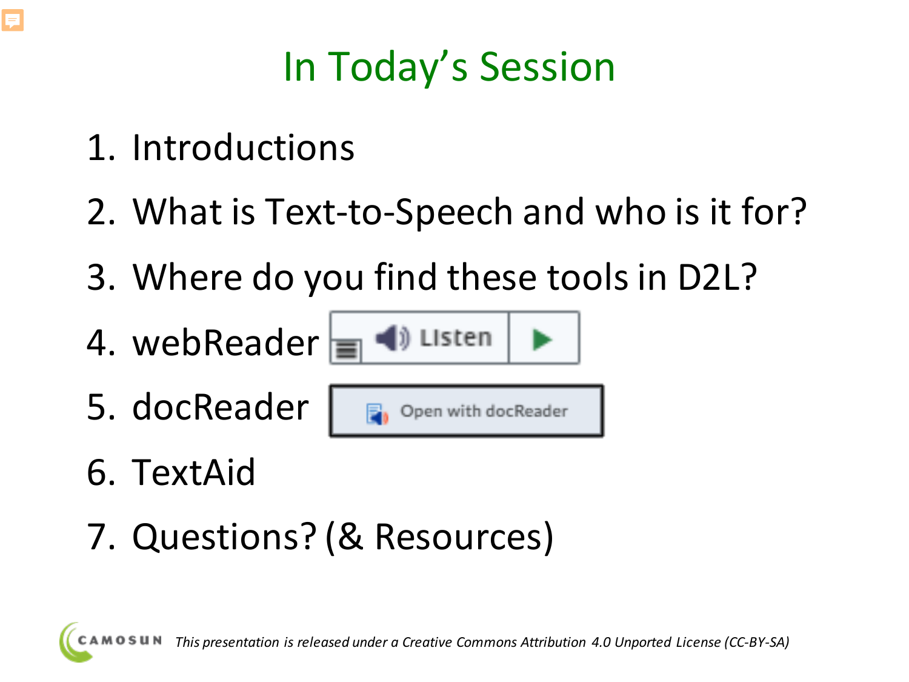# In Today's Session

1. Introductions
2. What is Text-to-Speech and who is it for?
3. Where do you find these tools in D2L?
4. webReader Listen
5. docReader Open with docReader
6. TextAid
7. Questions? (& Resources)

CAMOSUN *This presentation is released under a Creative Commons Attribution 4.0 Unported License (CC-BY-SA)*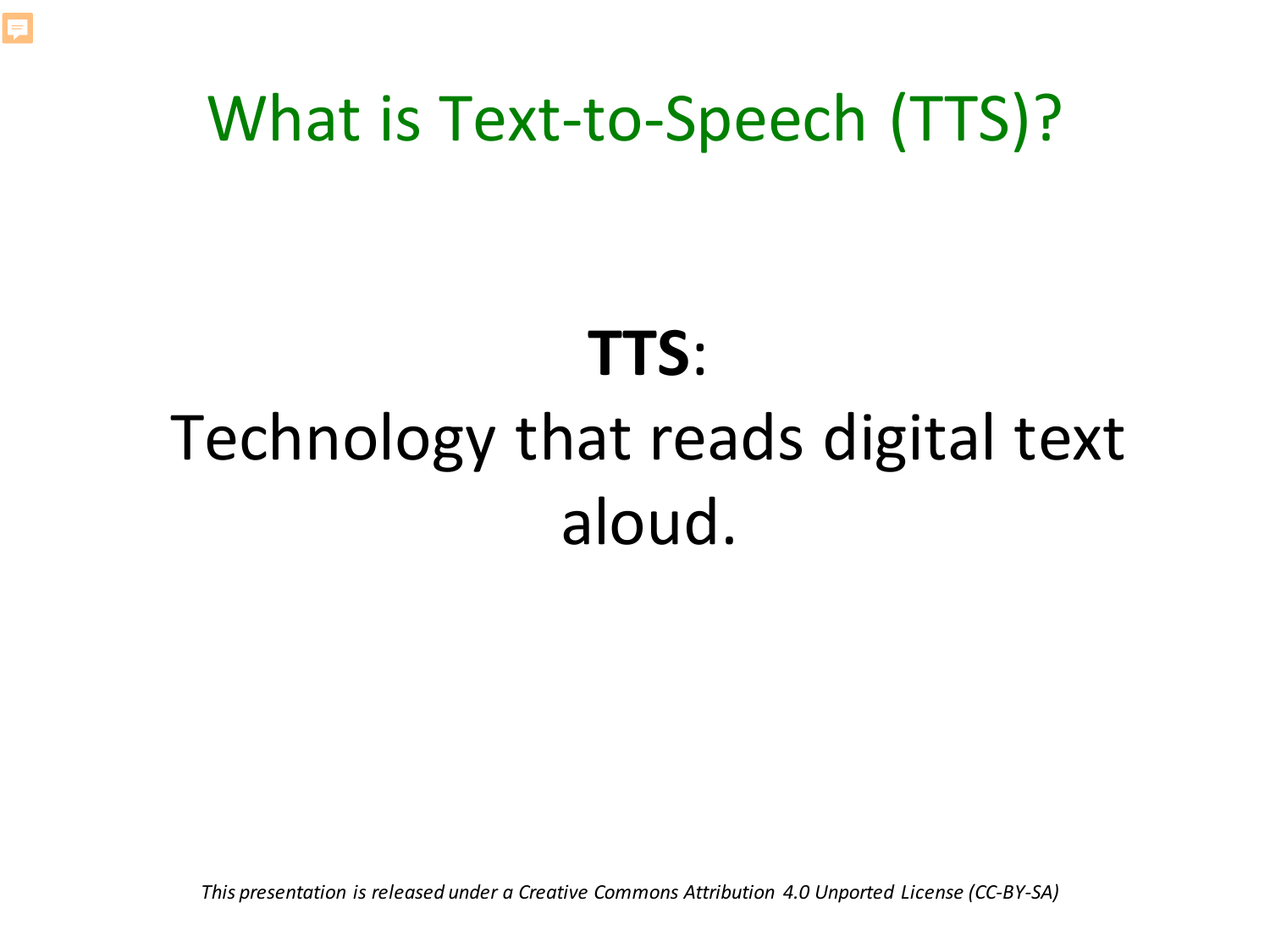# What is Text-to-Speech (TTS)?

**TTS**:
Technology that reads digital text aloud.

*This presentation is released under a Creative Commons Attribution 4.0 Unported License (CC-BY-SA)*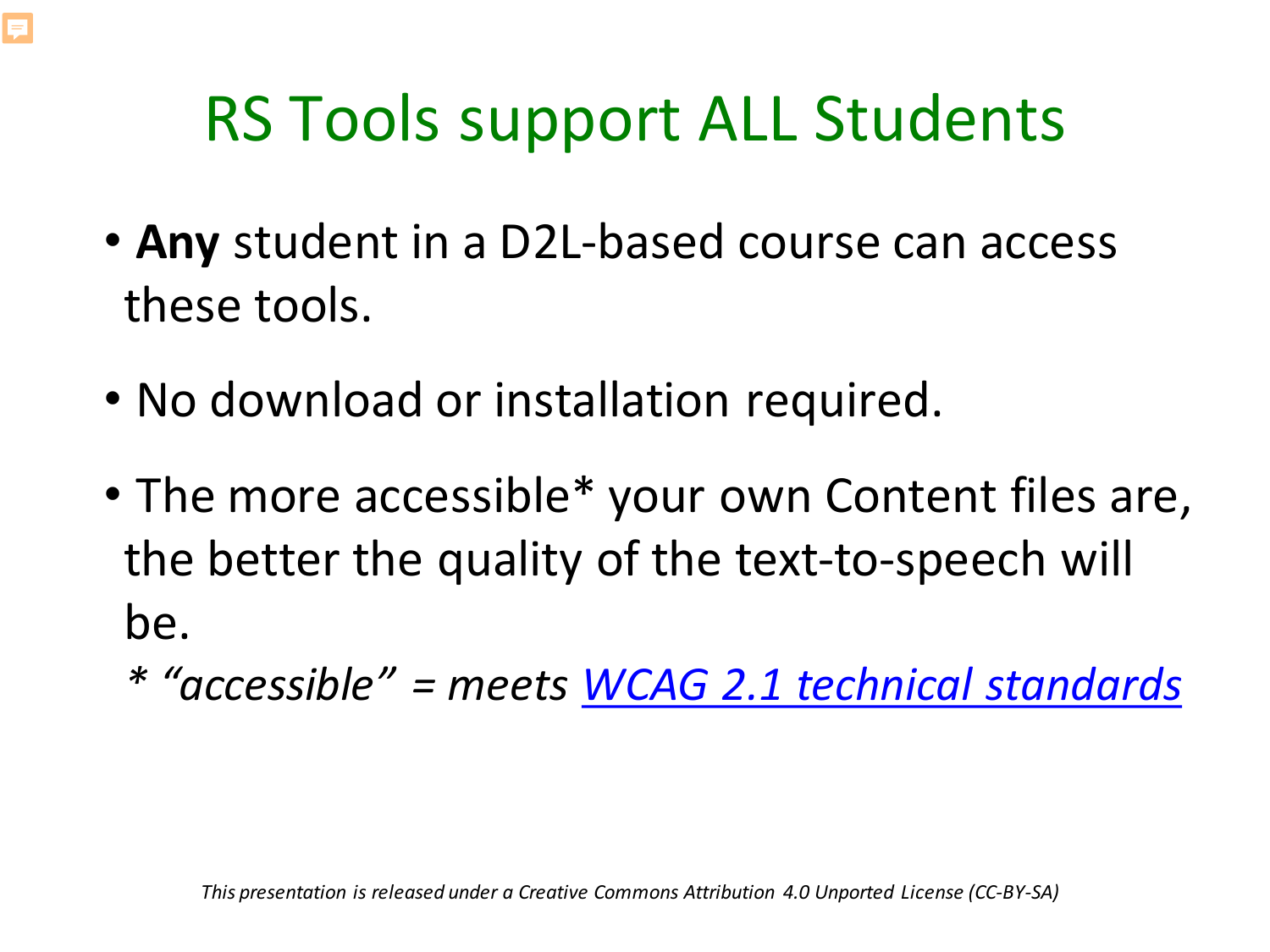# RS Tools support ALL Students

- **Any** student in a D2L-based course can access these tools.
- No download or installation required.
- The more accessible* your own Content files are, the better the quality of the text-to-speech will be.

  *\* "accessible" = meets [WCAG 2.1 technical standards]()*

*This presentation is released under a Creative Commons Attribution 4.0 Unported License (CC-BY-SA)*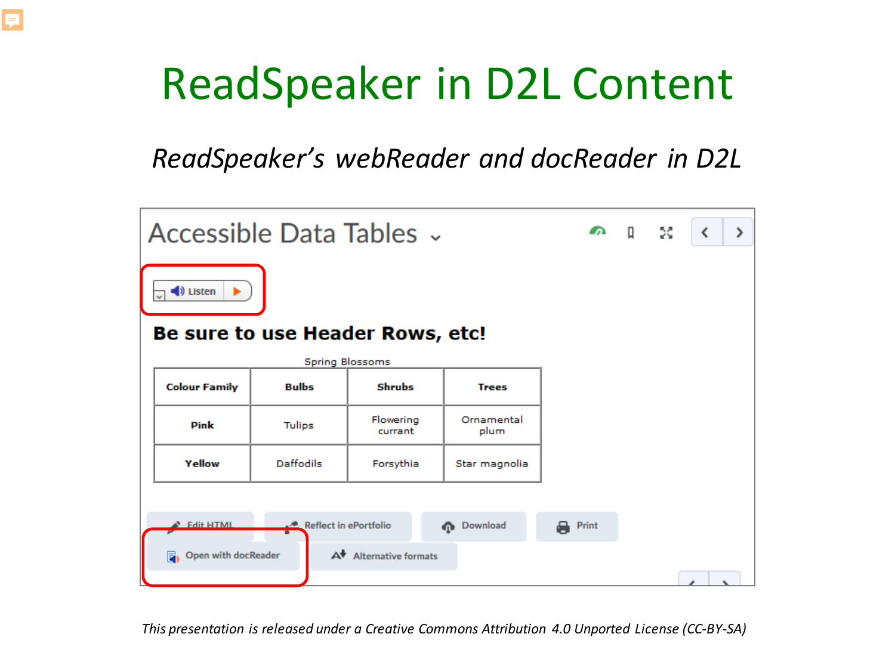# ReadSpeaker in D2L Content

*ReadSpeaker's webReader and docReader in D2L*

Accessible Data Tables

Listen

**Be sure to use Header Rows, etc!**

Spring Blossoms

| Colour Family | Bulbs | Shrubs | Trees |
|---|---|---|---|
| Pink | Tulips | Flowering currant | Ornamental plum |
| Yellow | Daffodils | Forsythia | Star magnolia |

Edit HTML | Reflect in ePortfolio | Download | Print

Open with docReader | Alternative formats

*This presentation is released under a Creative Commons Attribution 4.0 Unported License (CC-BY-SA)*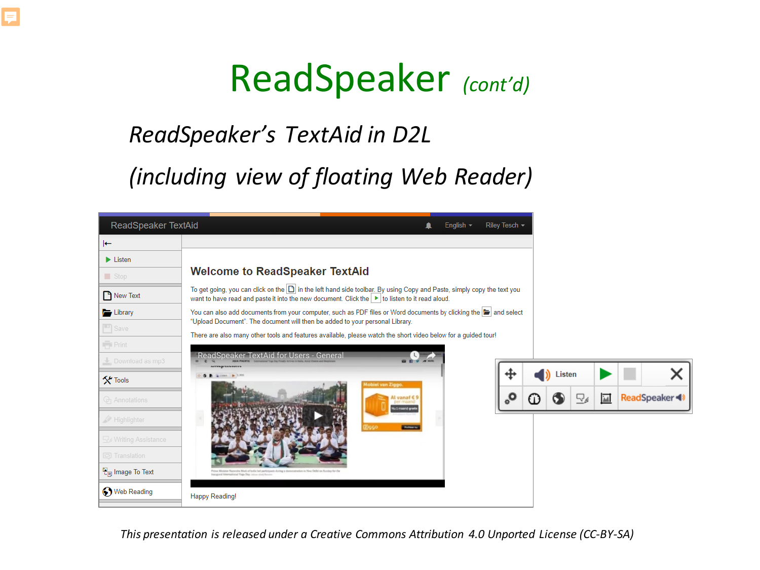# ReadSpeaker *(cont'd)*

## *ReadSpeaker's TextAid in D2L*

## *(including view of floating Web Reader)*

*This presentation is released under a Creative Commons Attribution 4.0 Unported License (CC-BY-SA)*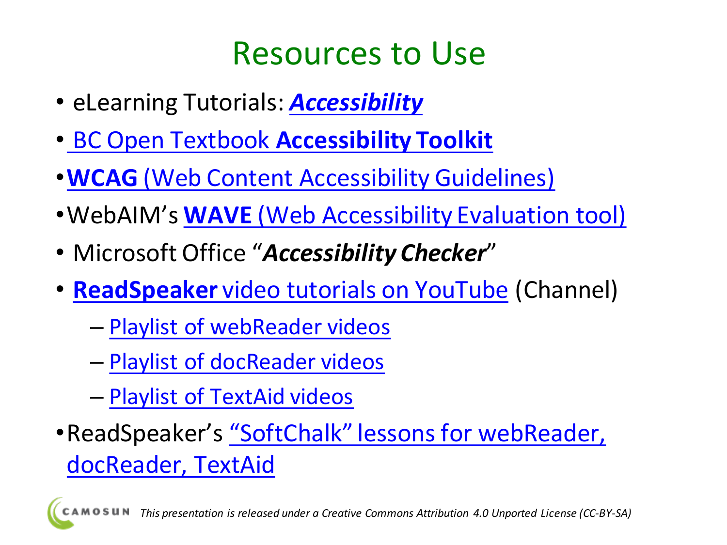# Resources to Use

- eLearning Tutorials: ***Accessibility***
- BC Open Textbook **Accessibility Toolkit**
- **WCAG** (Web Content Accessibility Guidelines)
- WebAIM's **WAVE** (Web Accessibility Evaluation tool)
- Microsoft Office "***Accessibility Checker***"
- **ReadSpeaker** video tutorials on YouTube (Channel)
  - Playlist of webReader videos
  - Playlist of docReader videos
  - Playlist of TextAid videos
- ReadSpeaker's "SoftChalk" lessons for webReader, docReader, TextAid

*This presentation is released under a Creative Commons Attribution 4.0 Unported License (CC-BY-SA)*